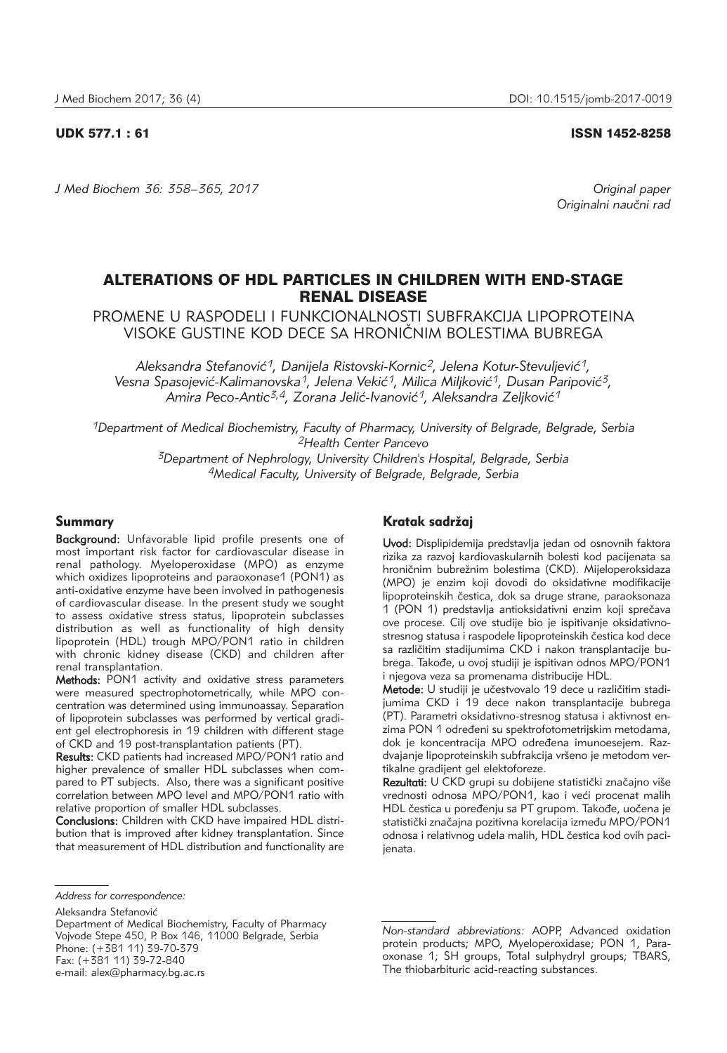UDK 577.1 : 61 ISSN 1452-8258

*Original paper*
*Originalni naučni rad*

# ALTERATIONS OF HDL PARTICLES IN CHILDREN WITH END-STAGE RENAL DISEASE

## PROMENE U RASPODELI I FUNKCIONALNOSTI SUBFRAKCIJA LIPOPROTEINA VISOKE GUSTINE KOD DECE SA HRONIČNIM BOLESTIMA BUBREGA

*Aleksandra Stefanović[1], Danijela Ristovski-Kornic[2], Jelena Kotur-Stevuljević[1], Vesna Spasojević-Kalimanovska[1], Jelena Vekić[1], Milica Miljković[1], Dusan Paripović[3], Amira Peco-Antic[3,4], Zorana Jelić-Ivanović[1], Aleksandra Zeljković[1]*

[1]Department of Medical Biochemistry, Faculty of Pharmacy, University of Belgrade, Belgrade, Serbia
[2]Health Center Pancevo
[3]Department of Nephrology, University Children's Hospital, Belgrade, Serbia
[4]Medical Faculty, University of Belgrade, Belgrade, Serbia

### Summary

**Background:** Unfavorable lipid profile presents one of most important risk factor for cardiovascular disease in renal pathology. Myeloperoxidase (MPO) as enzyme which oxidizes lipoproteins and paraoxonase1 (PON1) as anti-oxidative enzyme have been involved in pathogenesis of cardiovascular disease. In the present study we sought to assess oxidative stress status, lipoprotein subclasses distribution as well as functionality of high density lipoprotein (HDL) trough MPO/PON1 ratio in children with chronic kidney disease (CKD) and children after renal transplantation.

**Methods:** PON1 activity and oxidative stress parameters were measured spectrophotometrically, while MPO concentration was determined using immunoassay. Separation of lipoprotein subclasses was performed by vertical gradient gel electrophoresis in 19 children with different stage of CKD and 19 post-transplantation patients (PT).

**Results:** CKD patients had increased MPO/PON1 ratio and higher prevalence of smaller HDL subclasses when compared to PT subjects. Also, there was a significant positive correlation between MPO level and MPO/PON1 ratio with relative proportion of smaller HDL subclasses.

**Conclusions:** Children with CKD have impaired HDL distribution that is improved after kidney transplantation. Since that measurement of HDL distribution and functionality are

### Kratak sadržaj

**Uvod:** Displipidemija predstavlja jedan od osnovnih faktora rizika za razvoj kardiovaskularnih bolesti kod pacijenata sa hroničnim bubrežnim bolestima (CKD). Mijeloperoksidaza (MPO) je enzim koji dovodi do oksidativne modifikacije lipoproteinskih čestica, dok sa druge strane, paraoksonaza 1 (PON 1) predstavlja antioksidativni enzim koji sprečava ove procese. Cilj ove studije bio je ispitivanje oksidativno-stresnog statusa i raspodele lipoproteinskih čestica kod dece sa različitim stadijumima CKD i nakon transplantacije bubrega. Takođe, u ovoj studiji je ispitivan odnos MPO/PON1 i njegova veza sa promenama distribucije HDL.

**Metode:** U studiji je učestvovalo 19 dece u različitim stadijumima CKD i 19 dece nakon transplantacije bubrega (PT). Parametri oksidativno-stresnog statusa i aktivnost enzima PON 1 određeni su spektrofotometrijskim metodama, dok je koncentracija MPO određena imunoesejem. Razdvajanje lipoproteinskih subfrakcija vršeno je metodom vertikalne gradijent gel elektoforeze.

**Rezultati:** U CKD grupi su dobijene statistički značajno više vrednosti odnosa MPO/PON1, kao i veći procenat malih HDL čestica u poređenju sa PT grupom. Takođe, uočena je statistički značajna pozitivna korelacija između MPO/PON1 odnosa i relativnog udela malih, HDL čestica kod ovih pacijenata.

---

*Address for correspondence:*

Aleksandra Stefanović
Department of Medical Biochemistry, Faculty of Pharmacy
Vojvode Stepe 450, P. Box 146, 11000 Belgrade, Serbia
Phone: (+381 11) 39-70-379
Fax: (+381 11) 39-72-840
e-mail: alex@pharmacy.bg.ac.rs

*Non-standard abbreviations:* AOPP, Advanced oxidation protein products; MPO, Myeloperoxidase; PON 1, Paraoxonase 1; SH groups, Total sulphydryl groups; TBARS, The thiobarbituric acid-reacting substances.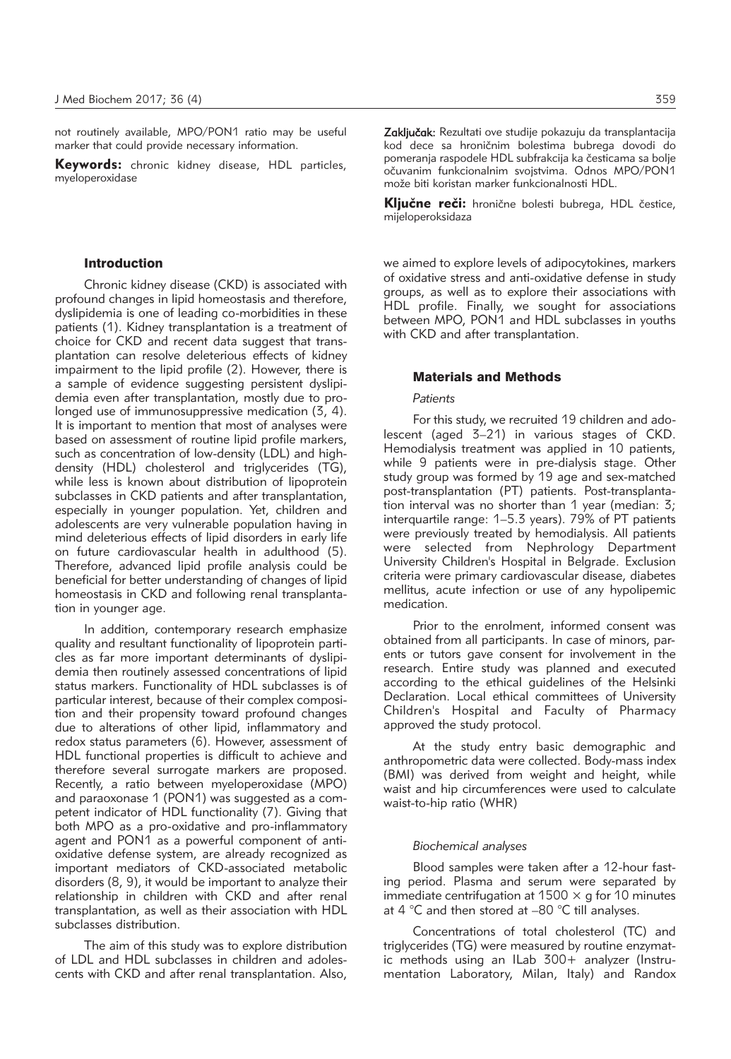not routinely available, MPO/PON1 ratio may be useful marker that could provide necessary information.

**Keywords:** chronic kidney disease, HDL particles, myeloperoxidase

**Zaključak:** Rezultati ove studije pokazuju da transplantacija kod dece sa hroničnim bolestima bubrega dovodi do pomeranja raspodele HDL subfrakcija ka česticama sa bolje očuvanim funkcionalnim svojstvima. Odnos MPO/PON1 može biti koristan marker funkcionalnosti HDL.

**Ključne reči:** hronične bolesti bubrega, HDL čestice, mijeloperoksidaza

## Introduction

Chronic kidney disease (CKD) is associated with profound changes in lipid homeostasis and therefore, dyslipidemia is one of leading co-morbidities in these patients (1). Kidney transplantation is a treatment of choice for CKD and recent data suggest that transplantation can resolve deleterious effects of kidney impairment to the lipid profile (2). However, there is a sample of evidence suggesting persistent dyslipidemia even after transplantation, mostly due to prolonged use of immunosuppressive medication (3, 4). It is important to mention that most of analyses were based on assessment of routine lipid profile markers, such as concentration of low-density (LDL) and high-density (HDL) cholesterol and triglycerides (TG), while less is known about distribution of lipoprotein subclasses in CKD patients and after transplantation, especially in younger population. Yet, children and adolescents are very vulnerable population having in mind deleterious effects of lipid disorders in early life on future cardiovascular health in adulthood (5). Therefore, advanced lipid profile analysis could be beneficial for better understanding of changes of lipid homeostasis in CKD and following renal transplantation in younger age.

In addition, contemporary research emphasize quality and resultant functionality of lipoprotein particles as far more important determinants of dyslipidemia then routinely assessed concentrations of lipid status markers. Functionality of HDL subclasses is of particular interest, because of their complex composition and their propensity toward profound changes due to alterations of other lipid, inflammatory and redox status parameters (6). However, assessment of HDL functional properties is difficult to achieve and therefore several surrogate markers are proposed. Recently, a ratio between myeloperoxidase (MPO) and paraoxonase 1 (PON1) was suggested as a competent indicator of HDL functionality (7). Giving that both MPO as a pro-oxidative and pro-inflammatory agent and PON1 as a powerful component of antioxidative defense system, are already recognized as important mediators of CKD-associated metabolic disorders (8, 9), it would be important to analyze their relationship in children with CKD and after renal transplantation, as well as their association with HDL subclasses distribution.

The aim of this study was to explore distribution of LDL and HDL subclasses in children and adolescents with CKD and after renal transplantation. Also, we aimed to explore levels of adipocytokines, markers of oxidative stress and anti-oxidative defense in study groups, as well as to explore their associations with HDL profile. Finally, we sought for associations between MPO, PON1 and HDL subclasses in youths with CKD and after transplantation.

## Materials and Methods

### *Patients*

For this study, we recruited 19 children and adolescent (aged 3–21) in various stages of CKD. Hemodialysis treatment was applied in 10 patients, while 9 patients were in pre-dialysis stage. Other study group was formed by 19 age and sex-matched post-transplantation (PT) patients. Post-transplantation interval was no shorter than 1 year (median: 3; interquartile range: 1–5.3 years). 79% of PT patients were previously treated by hemodialysis. All patients were selected from Nephrology Department University Children's Hospital in Belgrade. Exclusion criteria were primary cardiovascular disease, diabetes mellitus, acute infection or use of any hypolipemic medication.

Prior to the enrolment, informed consent was obtained from all participants. In case of minors, parents or tutors gave consent for involvement in the research. Entire study was planned and executed according to the ethical guidelines of the Helsinki Declaration. Local ethical committees of University Children's Hospital and Faculty of Pharmacy approved the study protocol.

At the study entry basic demographic and anthropometric data were collected. Body-mass index (BMI) was derived from weight and height, while waist and hip circumferences were used to calculate waist-to-hip ratio (WHR)

### *Biochemical analyses*

Blood samples were taken after a 12-hour fasting period. Plasma and serum were separated by immediate centrifugation at 1500 × g for 10 minutes at 4 °C and then stored at –80 °C till analyses.

Concentrations of total cholesterol (TC) and triglycerides (TG) were measured by routine enzymatic methods using an ILab 300+ analyzer (Instrumentation Laboratory, Milan, Italy) and Randox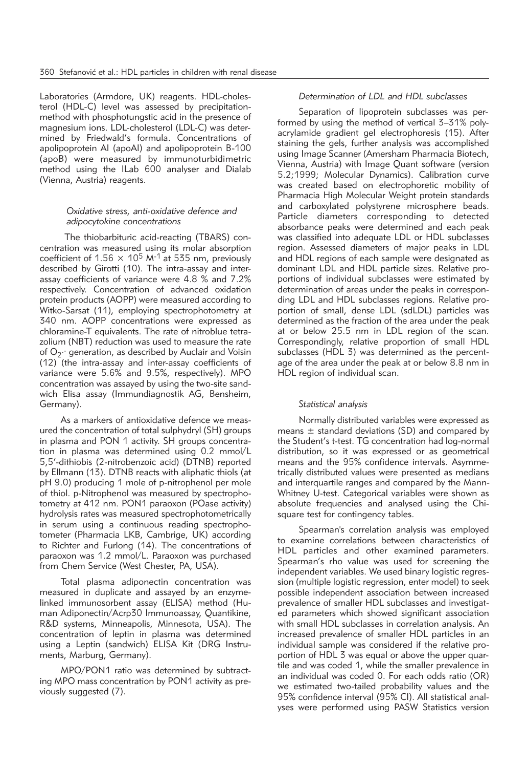Laboratories (Armdore, UK) reagents. HDL-cholesterol (HDL-C) level was assessed by precipitation-method with phosphotungstic acid in the presence of magnesium ions. LDL-cholesterol (LDL-C) was determined by Friedwald's formula. Concentrations of apolipoprotein AI (apoAI) and apolipoprotein B-100 (apoB) were measured by immunoturbidimetric method using the ILab 600 analyser and Dialab (Vienna, Austria) reagents.

### *Oxidative stress, anti-oxidative defence and adipocytokine concentrations*

The thiobarbituric acid-reacting (TBARS) concentration was measured using its molar absorption coefficient of $1.56 \times 10^5$ $M^{-1}$ at 535 nm, previously described by Girotti (10). The intra-assay and inter-assay coefficients of variance were 4.8 % and 7.2% respectively. Concentration of advanced oxidation protein products (AOPP) were measured according to Witko-Sarsat (11), employing spectrophotometry at 340 nm. AOPP concentrations were expressed as chloramine-T equivalents. The rate of nitroblue tetrazolium (NBT) reduction was used to measure the rate of $O_2^{\cdot-}$ generation, as described by Auclair and Voisin (12) (the intra-assay and inter-assay coefficients of variance were 5.6% and 9.5%, respectively). MPO concentration was assayed by using the two-site sandwich Elisa assay (Immundiagnostik AG, Bensheim, Germany).

As a markers of antioxidative defence we measured the concentration of total sulphydryl (SH) groups in plasma and PON 1 activity. SH groups concentration in plasma was determined using 0.2 mmol/L 5,5'-dithiobis (2-nitrobenzoic acid) (DTNB) reported by Ellmann (13). DTNB reacts with aliphatic thiols (at pH 9.0) producing 1 mole of p-nitrophenol per mole of thiol. p-Nitrophenol was measured by spectrophotometry at 412 nm. PON1 paraoxon (POase activity) hydrolysis rates was measured spectrophotometrically in serum using a continuous reading spectrophotometer (Pharmacia LKB, Cambrige, UK) according to Richter and Furlong (14). The concentrations of paraoxon was 1.2 mmol/L. Paraoxon was purchased from Chem Service (West Chester, PA, USA).

Total plasma adiponectin concentration was measured in duplicate and assayed by an enzyme-linked immunosorbent assay (ELISA) method (Human Adiponectin/Acrp30 Immunoassay, Quantikine, R&D systems, Minneapolis, Minnesota, USA). The concentration of leptin in plasma was determined using a Leptin (sandwich) ELISA Kit (DRG Instruments, Marburg, Germany).

MPO/PON1 ratio was determined by subtracting MPO mass concentration by PON1 activity as previously suggested (7).

### *Determination of LDL and HDL subclasses*

Separation of lipoprotein subclasses was performed by using the method of vertical 3–31% polyacrylamide gradient gel electrophoresis (15). After staining the gels, further analysis was accomplished using Image Scanner (Amersham Pharmacia Biotech, Vienna, Austria) with Image Quant software (version 5.2;1999; Molecular Dynamics). Calibration curve was created based on electrophoretic mobility of Pharmacia High Molecular Weight protein standards and carboxylated polystyrene microsphere beads. Particle diameters corresponding to detected absorbance peaks were determined and each peak was classified into adequate LDL or HDL subclasses region. Assessed diameters of major peaks in LDL and HDL regions of each sample were designated as dominant LDL and HDL particle sizes. Relative proportions of individual subclasses were estimated by determination of areas under the peaks in corresponding LDL and HDL subclasses regions. Relative proportion of small, dense LDL (sdLDL) particles was determined as the fraction of the area under the peak at or below 25.5 nm in LDL region of the scan. Correspondingly, relative proportion of small HDL subclasses (HDL 3) was determined as the percentage of the area under the peak at or below 8.8 nm in HDL region of individual scan.

### *Statistical analysis*

Normally distributed variables were expressed as means ± standard deviations (SD) and compared by the Student's t-test. TG concentration had log-normal distribution, so it was expressed or as geometrical means and the 95% confidence intervals. Asymmetrically distributed values were presented as medians and interquartile ranges and compared by the Mann-Whitney U-test. Categorical variables were shown as absolute frequencies and analysed using the Chi-square test for contingency tables.

Spearman's correlation analysis was employed to examine correlations between characteristics of HDL particles and other examined parameters. Spearman's rho value was used for screening the independent variables. We used binary logistic regression (multiple logistic regression, enter model) to seek possible independent association between increased prevalence of smaller HDL subclasses and investigated parameters which showed significant association with small HDL subclasses in correlation analysis. An increased prevalence of smaller HDL particles in an individual sample was considered if the relative proportion of HDL 3 was equal or above the upper quartile and was coded 1, while the smaller prevalence in an individual was coded 0. For each odds ratio (OR) we estimated two-tailed probability values and the 95% confidence interval (95% CI). All statistical analyses were performed using PASW Statistics version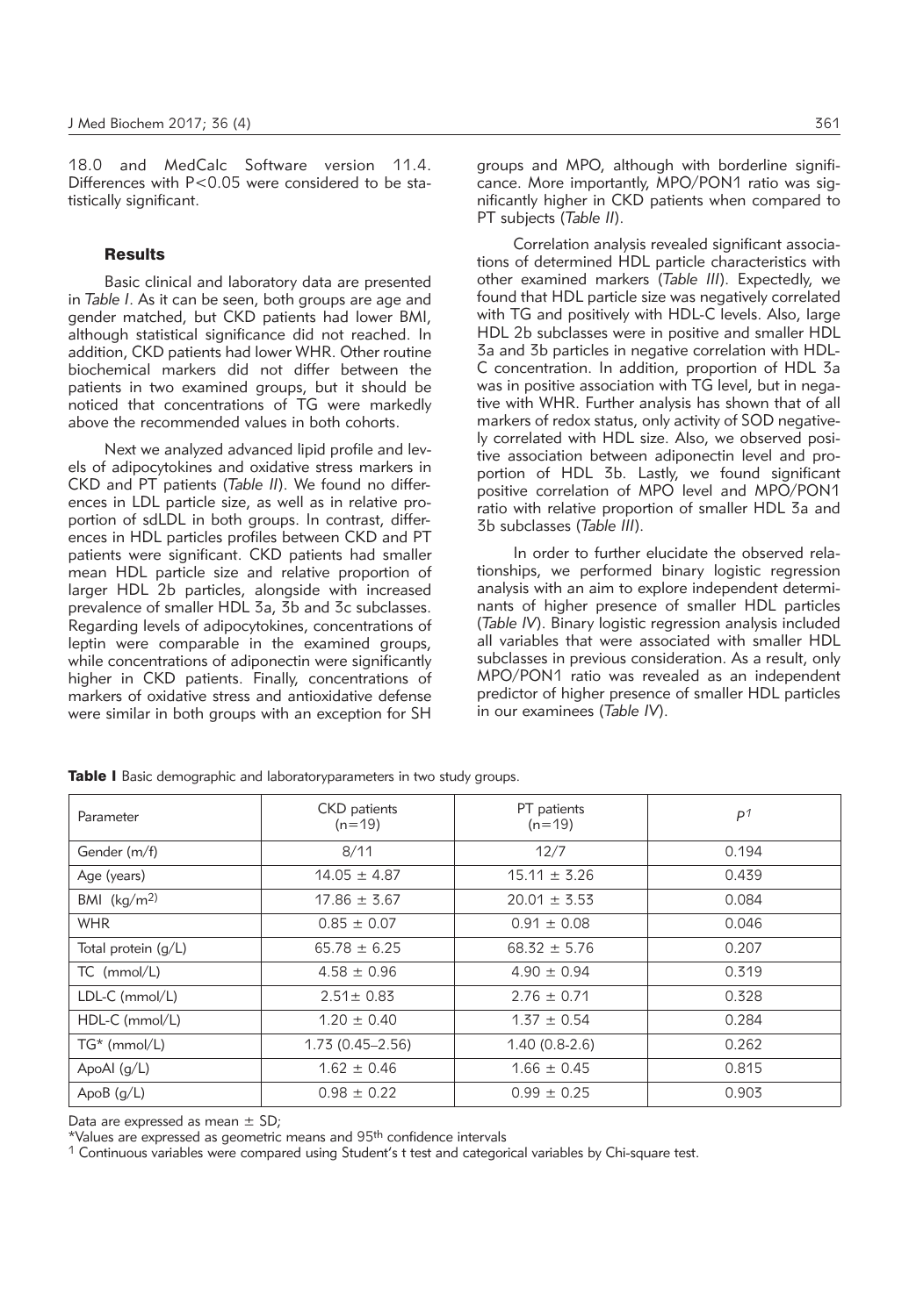18.0 and MedCalc Software version 11.4. Differences with $P<0.05$ were considered to be statistically significant.

## Results

Basic clinical and laboratory data are presented in *Table I*. As it can be seen, both groups are age and gender matched, but CKD patients had lower BMI, although statistical significance did not reached. In addition, CKD patients had lower WHR. Other routine biochemical markers did not differ between the patients in two examined groups, but it should be noticed that concentrations of TG were markedly above the recommended values in both cohorts.

Next we analyzed advanced lipid profile and levels of adipocytokines and oxidative stress markers in CKD and PT patients (*Table II*). We found no differences in LDL particle size, as well as in relative proportion of sdLDL in both groups. In contrast, differences in HDL particles profiles between CKD and PT patients were significant. CKD patients had smaller mean HDL particle size and relative proportion of larger HDL 2b particles, alongside with increased prevalence of smaller HDL 3a, 3b and 3c subclasses. Regarding levels of adipocytokines, concentrations of leptin were comparable in the examined groups, while concentrations of adiponectin were significantly higher in CKD patients. Finally, concentrations of markers of oxidative stress and antioxidative defense were similar in both groups with an exception for SH groups and MPO, although with borderline significance. More importantly, MPO/PON1 ratio was significantly higher in CKD patients when compared to PT subjects (*Table II*).

Correlation analysis revealed significant associations of determined HDL particle characteristics with other examined markers (*Table III*). Expectedly, we found that HDL particle size was negatively correlated with TG and positively with HDL-C levels. Also, large HDL 2b subclasses were in positive and smaller HDL 3a and 3b particles in negative correlation with HDL-C concentration. In addition, proportion of HDL 3a was in positive association with TG level, but in negative with WHR. Further analysis has shown that of all markers of redox status, only activity of SOD negatively correlated with HDL size. Also, we observed positive association between adiponectin level and proportion of HDL 3b. Lastly, we found significant positive correlation of MPO level and MPO/PON1 ratio with relative proportion of smaller HDL 3a and 3b subclasses (*Table III*).

In order to further elucidate the observed relationships, we performed binary logistic regression analysis with an aim to explore independent determinants of higher presence of smaller HDL particles (*Table IV*). Binary logistic regression analysis included all variables that were associated with smaller HDL subclasses in previous consideration. As a result, only MPO/PON1 ratio was revealed as an independent predictor of higher presence of smaller HDL particles in our examinees (*Table IV*).

**Table I** Basic demographic and laboratoryparameters in two study groups.

| Parameter | CKD patients (n=19) | PT patients (n=19) | P[1] |
|---|---|---|---|
| Gender (m/f) | 8/11 | 12/7 | 0.194 |
| Age (years) | 14.05 ± 4.87 | 15.11 ± 3.26 | 0.439 |
| BMI (kg/m[2]) | 17.86 ± 3.67 | 20.01 ± 3.53 | 0.084 |
| WHR | 0.85 ± 0.07 | 0.91 ± 0.08 | 0.046 |
| Total protein (g/L) | 65.78 ± 6.25 | 68.32 ± 5.76 | 0.207 |
| TC (mmol/L) | 4.58 ± 0.96 | 4.90 ± 0.94 | 0.319 |
| LDL-C (mmol/L) | 2.51± 0.83 | 2.76 ± 0.71 | 0.328 |
| HDL-C (mmol/L) | 1.20 ± 0.40 | 1.37 ± 0.54 | 0.284 |
| TG* (mmol/L) | 1.73 (0.45–2.56) | 1.40 (0.8-2.6) | 0.262 |
| ApoAI (g/L) | 1.62 ± 0.46 | 1.66 ± 0.45 | 0.815 |
| ApoB (g/L) | 0.98 ± 0.22 | 0.99 ± 0.25 | 0.903 |

Data are expressed as mean ± SD;

*Values are expressed as geometric means and 95th confidence intervals

[1] Continuous variables were compared using Student's t test and categorical variables by Chi-square test.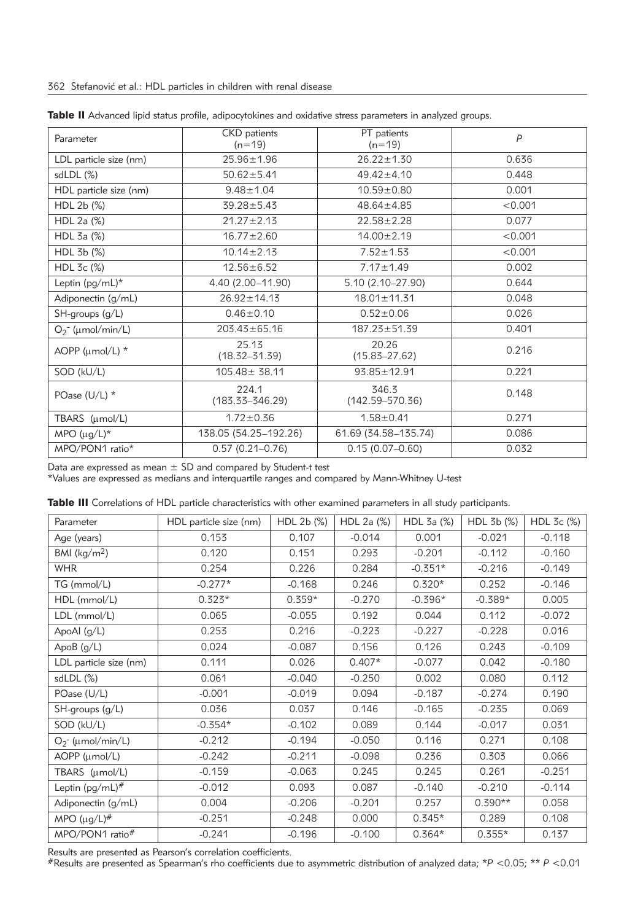**Table II** Advanced lipid status profile, adipocytokines and oxidative stress parameters in analyzed groups.

| Parameter | CKD patients (n=19) | PT patients (n=19) | *P* |
|---|---|---|---|
| LDL particle size (nm) | 25.96±1.96 | 26.22±1.30 | 0.636 |
| sdLDL (%) | 50.62±5.41 | 49.42±4.10 | 0.448 |
| HDL particle size (nm) | 9.48±1.04 | 10.59±0.80 | 0.001 |
| HDL 2b (%) | 39.28±5.43 | 48.64±4.85 | <0.001 |
| HDL 2a (%) | 21.27±2.13 | 22.58±2.28 | 0.077 |
| HDL 3a (%) | 16.77±2.60 | 14.00±2.19 | <0.001 |
| HDL 3b (%) | 10.14±2.13 | 7.52±1.53 | <0.001 |
| HDL 3c (%) | 12.56±6.52 | 7.17±1.49 | 0.002 |
| Leptin (pg/mL)* | 4.40 (2.00–11.90) | 5.10 (2.10–27.90) | 0.644 |
| Adiponectin (g/mL) | 26.92±14.13 | 18.01±11.31 | 0.048 |
| SH-groups (g/L) | 0.46±0.10 | 0.52±0.06 | 0.026 |
| $O_2^-$ (µmol/min/L) | 203.43±65.16 | 187.23±51.39 | 0.401 |
| AOPP (µmol/L) * | 25.13 (18.32–31.39) | 20.26 (15.83–27.62) | 0.216 |
| SOD (kU/L) | 105.48± 38.11 | 93.85±12.91 | 0.221 |
| POase (U/L) * | 224.1 (183.33–346.29) | 346.3 (142.59–570.36) | 0.148 |
| TBARS (µmol/L) | 1.72±0.36 | 1.58±0.41 | 0.271 |
| MPO (µg/L)* | 138.05 (54.25–192.26) | 61.69 (34.58–135.74) | 0.086 |
| MPO/PON1 ratio* | 0.57 (0.21–0.76) | 0.15 (0.07–0.60) | 0.032 |

Data are expressed as mean ± SD and compared by Student-t test
*Values are expressed as medians and interquartile ranges and compared by Mann-Whitney U-test

**Table III** Correlations of HDL particle characteristics with other examined parameters in all study participants.

| Parameter | HDL particle size (nm) | HDL 2b (%) | HDL 2a (%) | HDL 3a (%) | HDL 3b (%) | HDL 3c (%) |
|---|---|---|---|---|---|---|
| Age (years) | 0.153 | 0.107 | -0.014 | 0.001 | -0.021 | -0.118 |
| BMI (kg/m$^2$) | 0.120 | 0.151 | 0.293 | -0.201 | -0.112 | -0.160 |
| WHR | 0.254 | 0.226 | 0.284 | -0.351* | -0.216 | -0.149 |
| TG (mmol/L) | -0.277* | -0.168 | 0.246 | 0.320* | 0.252 | -0.146 |
| HDL (mmol/L) | 0.323* | 0.359* | -0.270 | -0.396* | -0.389* | 0.005 |
| LDL (mmol/L) | 0.065 | -0.055 | 0.192 | 0.044 | 0.112 | -0.072 |
| ApoAI (g/L) | 0.253 | 0.216 | -0.223 | -0.227 | -0.228 | 0.016 |
| ApoB (g/L) | 0.024 | -0.087 | 0.156 | 0.126 | 0.243 | -0.109 |
| LDL particle size (nm) | 0.111 | 0.026 | 0.407* | -0.077 | 0.042 | -0.180 |
| sdLDL (%) | 0.061 | -0.040 | -0.250 | 0.002 | 0.080 | 0.112 |
| POase (U/L) | -0.001 | -0.019 | 0.094 | -0.187 | -0.274 | 0.190 |
| SH-groups (g/L) | 0.036 | 0.037 | 0.146 | -0.165 | -0.235 | 0.069 |
| SOD (kU/L) | -0.354* | -0.102 | 0.089 | 0.144 | -0.017 | 0.031 |
| $O_2^-$ (µmol/min/L) | -0.212 | -0.194 | -0.050 | 0.116 | 0.271 | 0.108 |
| AOPP (µmol/L) | -0.242 | -0.211 | -0.098 | 0.236 | 0.303 | 0.066 |
| TBARS (µmol/L) | -0.159 | -0.063 | 0.245 | 0.245 | 0.261 | -0.251 |
| Leptin (pg/mL)# | -0.012 | 0.093 | 0.087 | -0.140 | -0.210 | -0.114 |
| Adiponectin (g/mL) | 0.004 | -0.206 | -0.201 | 0.257 | 0.390** | 0.058 |
| MPO (µg/L)# | -0.251 | -0.248 | 0.000 | 0.345* | 0.289 | 0.108 |
| MPO/PON1 ratio# | -0.241 | -0.196 | -0.100 | 0.364* | 0.355* | 0.137 |

Results are presented as Pearson's correlation coefficients.
#Results are presented as Spearman's rho coefficients due to asymmetric distribution of analyzed data; *$P$ <0.05; ** $P$ <0.01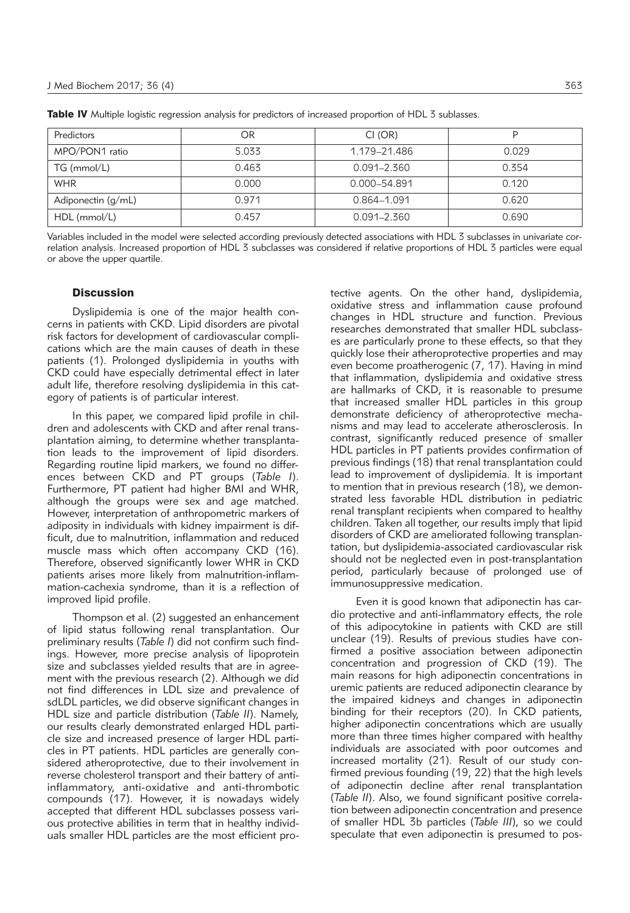**Table IV** Multiple logistic regression analysis for predictors of increased proportion of HDL 3 sublasses.

| Predictors | OR | CI (OR) | P |
|---|---|---|---|
| MPO/PON1 ratio | 5.033 | 1.179–21.486 | 0.029 |
| TG (mmol/L) | 0.463 | 0.091–2.360 | 0.354 |
| WHR | 0.000 | 0.000–54.891 | 0.120 |
| Adiponectin (g/mL) | 0.971 | 0.864–1.091 | 0.620 |
| HDL (mmol/L) | 0.457 | 0.091–2.360 | 0.690 |

Variables included in the model were selected according previously detected associations with HDL 3 subclasses in univariate correlation analysis. Increased proportion of HDL 3 subclasses was considered if relative proportions of HDL 3 particles were equal or above the upper quartile.

## Discussion

Dyslipidemia is one of the major health concerns in patients with CKD. Lipid disorders are pivotal risk factors for development of cardiovascular complications which are the main causes of death in these patients (1). Prolonged dyslipidemia in youths with CKD could have especially detrimental effect in later adult life, therefore resolving dyslipidemia in this category of patients is of particular interest.

In this paper, we compared lipid profile in children and adolescents with CKD and after renal transplantation aiming, to determine whether transplantation leads to the improvement of lipid disorders. Regarding routine lipid markers, we found no differences between CKD and PT groups (*Table I*). Furthermore, PT patient had higher BMI and WHR, although the groups were sex and age matched. However, interpretation of anthropometric markers of adiposity in individuals with kidney impairment is difficult, due to malnutrition, inflammation and reduced muscle mass which often accompany CKD (16). Therefore, observed significantly lower WHR in CKD patients arises more likely from malnutrition-inflammation-cachexia syndrome, than it is a reflection of improved lipid profile.

Thompson et al. (2) suggested an enhancement of lipid status following renal transplantation. Our preliminary results (*Table I*) did not confirm such findings. However, more precise analysis of lipoprotein size and subclasses yielded results that are in agreement with the previous research (2). Although we did not find differences in LDL size and prevalence of sdLDL particles, we did observe significant changes in HDL size and particle distribution (*Table II*). Namely, our results clearly demonstrated enlarged HDL particle size and increased presence of larger HDL particles in PT patients. HDL particles are generally considered atheroprotective, due to their involvement in reverse cholesterol transport and their battery of anti-inflammatory, anti-oxidative and anti-thrombotic compounds (17). However, it is nowadays widely accepted that different HDL subclasses possess various protective abilities in term that in healthy individuals smaller HDL particles are the most efficient protective agents. On the other hand, dyslipidemia, oxidative stress and inflammation cause profound changes in HDL structure and function. Previous researches demonstrated that smaller HDL subclasses are particularly prone to these effects, so that they quickly lose their atheroprotective properties and may even become proatherogenic (7, 17). Having in mind that inflammation, dyslipidemia and oxidative stress are hallmarks of CKD, it is reasonable to presume that increased smaller HDL particles in this group demonstrate deficiency of atheroprotective mechanisms and may lead to accelerate atherosclerosis. In contrast, significantly reduced presence of smaller HDL particles in PT patients provides confirmation of previous findings (18) that renal transplantation could lead to improvement of dyslipidemia. It is important to mention that in previous research (18), we demonstrated less favorable HDL distribution in pediatric renal transplant recipients when compared to healthy children. Taken all together, our results imply that lipid disorders of CKD are ameliorated following transplantation, but dyslipidemia-associated cardiovascular risk should not be neglected even in post-transplantation period, particularly because of prolonged use of immunosuppressive medication.

Even it is good known that adiponectin has cardio protective and anti-inflammatory effects, the role of this adipocytokine in patients with CKD are still unclear (19). Results of previous studies have confirmed a positive association between adiponectin concentration and progression of CKD (19). The main reasons for high adiponectin concentrations in uremic patients are reduced adiponectin clearance by the impaired kidneys and changes in adiponectin binding for their receptors (20). In CKD patients, higher adiponectin concentrations which are usually more than three times higher compared with healthy individuals are associated with poor outcomes and increased mortality (21). Result of our study confirmed previous founding (19, 22) that the high levels of adiponectin decline after renal transplantation (*Table II*). Also, we found significant positive correlation between adiponectin concentration and presence of smaller HDL 3b particles (*Table III*), so we could speculate that even adiponectin is presumed to pos-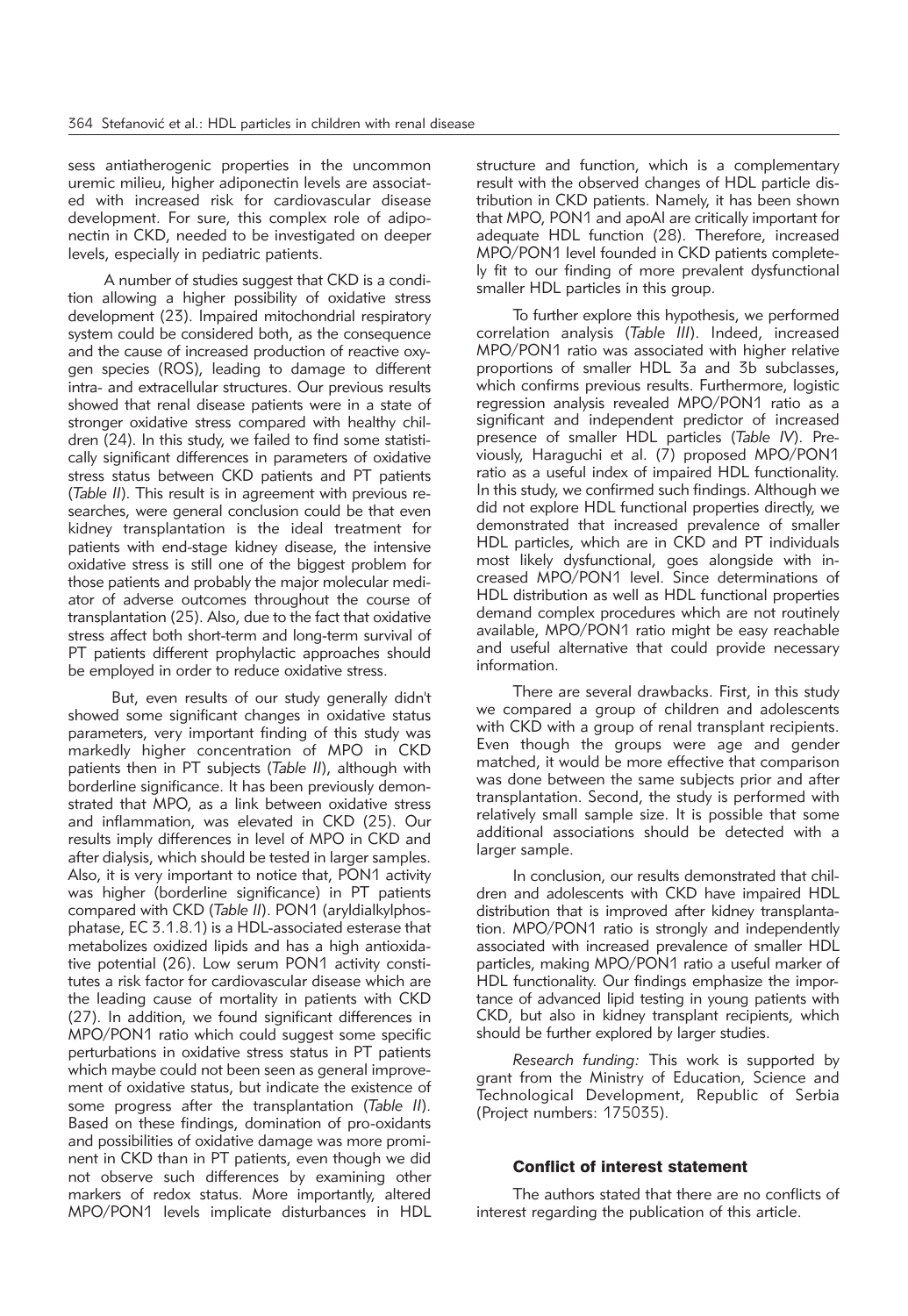sess antiatherogenic properties in the uncommon uremic milieu, higher adiponectin levels are associated with increased risk for cardiovascular disease development. For sure, this complex role of adiponectin in CKD, needed to be investigated on deeper levels, especially in pediatric patients.

A number of studies suggest that CKD is a condition allowing a higher possibility of oxidative stress development (23). Impaired mitochondrial respiratory system could be considered both, as the consequence and the cause of increased production of reactive oxygen species (ROS), leading to damage to different intra- and extracellular structures. Our previous results showed that renal disease patients were in a state of stronger oxidative stress compared with healthy children (24). In this study, we failed to find some statistically significant differences in parameters of oxidative stress status between CKD patients and PT patients (*Table II*). This result is in agreement with previous researches, were general conclusion could be that even kidney transplantation is the ideal treatment for patients with end-stage kidney disease, the intensive oxidative stress is still one of the biggest problem for those patients and probably the major molecular mediator of adverse outcomes throughout the course of transplantation (25). Also, due to the fact that oxidative stress affect both short-term and long-term survival of PT patients different prophylactic approaches should be employed in order to reduce oxidative stress.

But, even results of our study generally didn't showed some significant changes in oxidative status parameters, very important finding of this study was markedly higher concentration of MPO in CKD patients then in PT subjects (*Table II*), although with borderline significance. It has been previously demonstrated that MPO, as a link between oxidative stress and inflammation, was elevated in CKD (25). Our results imply differences in level of MPO in CKD and after dialysis, which should be tested in larger samples. Also, it is very important to notice that, PON1 activity was higher (borderline significance) in PT patients compared with CKD (*Table II*). PON1 (aryldialkylphosphatase, EC 3.1.8.1) is a HDL-associated esterase that metabolizes oxidized lipids and has a high antioxidative potential (26). Low serum PON1 activity constitutes a risk factor for cardiovascular disease which are the leading cause of mortality in patients with CKD (27). In addition, we found significant differences in MPO/PON1 ratio which could suggest some specific perturbations in oxidative stress status in PT patients which maybe could not been seen as general improvement of oxidative status, but indicate the existence of some progress after the transplantation (*Table II*). Based on these findings, domination of pro-oxidants and possibilities of oxidative damage was more prominent in CKD than in PT patients, even though we did not observe such differences by examining other markers of redox status. More importantly, altered MPO/PON1 levels implicate disturbances in HDL structure and function, which is a complementary result with the observed changes of HDL particle distribution in CKD patients. Namely, it has been shown that MPO, PON1 and apoAI are critically important for adequate HDL function (28). Therefore, increased MPO/PON1 level founded in CKD patients completely fit to our finding of more prevalent dysfunctional smaller HDL particles in this group.

To further explore this hypothesis, we performed correlation analysis (*Table III*). Indeed, increased MPO/PON1 ratio was associated with higher relative proportions of smaller HDL 3a and 3b subclasses, which confirms previous results. Furthermore, logistic regression analysis revealed MPO/PON1 ratio as a significant and independent predictor of increased presence of smaller HDL particles (*Table IV*). Previously, Haraguchi et al. (7) proposed MPO/PON1 ratio as a useful index of impaired HDL functionality. In this study, we confirmed such findings. Although we did not explore HDL functional properties directly, we demonstrated that increased prevalence of smaller HDL particles, which are in CKD and PT individuals most likely dysfunctional, goes alongside with increased MPO/PON1 level. Since determinations of HDL distribution as well as HDL functional properties demand complex procedures which are not routinely available, MPO/PON1 ratio might be easy reachable and useful alternative that could provide necessary information.

There are several drawbacks. First, in this study we compared a group of children and adolescents with CKD with a group of renal transplant recipients. Even though the groups were age and gender matched, it would be more effective that comparison was done between the same subjects prior and after transplantation. Second, the study is performed with relatively small sample size. It is possible that some additional associations should be detected with a larger sample.

In conclusion, our results demonstrated that children and adolescents with CKD have impaired HDL distribution that is improved after kidney transplantation. MPO/PON1 ratio is strongly and independently associated with increased prevalence of smaller HDL particles, making MPO/PON1 ratio a useful marker of HDL functionality. Our findings emphasize the importance of advanced lipid testing in young patients with CKD, but also in kidney transplant recipients, which should be further explored by larger studies.

*Research funding:* This work is supported by grant from the Ministry of Education, Science and Technological Development, Republic of Serbia (Project numbers: 175035).

## Conflict of interest statement

The authors stated that there are no conflicts of interest regarding the publication of this article.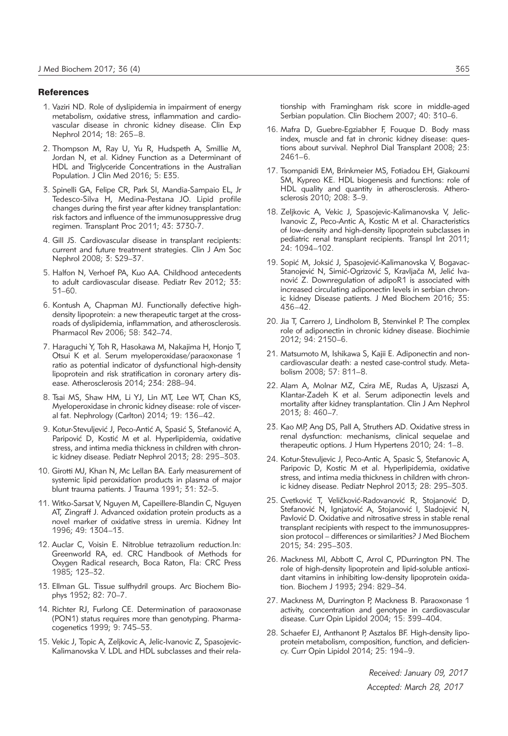## References

1. Vaziri ND. Role of dyslipidemia in impairment of energy metabolism, oxidative stress, inflammation and cardiovascular disease in chronic kidney disease. Clin Exp Nephrol 2014; 18: 265–8.
2. Thompson M, Ray U, Yu R, Hudspeth A, Smillie M, Jordan N, et al. Kidney Function as a Determinant of HDL and Triglyceride Concentrations in the Australian Population. J Clin Med 2016; 5: E35.
3. Spinelli GA, Felipe CR, Park SI, Mandia-Sampaio EL, Jr Tedesco-Silva H, Medina-Pestana JO. Lipid profile changes during the first year after kidney transplantation: risk factors and influence of the immunosuppressive drug regimen. Transplant Proc 2011; 43: 3730-7.
4. Gill JS. Cardiovascular disease in transplant recipients: current and future treatment strategies. Clin J Am Soc Nephrol 2008; 3: S29–37.
5. Halfon N, Verhoef PA, Kuo AA. Childhood antecedents to adult cardiovascular disease. Pediatr Rev 2012; 33: 51–60.
6. Kontush A, Chapman MJ. Functionally defective high-density lipoprotein: a new therapeutic target at the crossroads of dyslipidemia, inflammation, and atherosclerosis. Pharmacol Rev 2006; 58: 342–74.
7. Haraguchi Y, Toh R, Hasokawa M, Nakajima H, Honjo T, Otsui K et al. Serum myeloperoxidase/paraoxonase 1 ratio as potential indicator of dysfunctional high-density lipoprotein and risk stratification in coronary artery disease. Atherosclerosis 2014; 234: 288–94.
8. Tsai MS, Shaw HM, Li YJ, Lin MT, Lee WT, Chan KS, Myeloperoxidase in chronic kidney disease: role of visceral fat. Nephrology (Carlton) 2014; 19: 136–42.
9. Kotur-Stevuljević J, Peco-Antić A, Spasić S, Stefanović A, Paripović D, Kostić M et al. Hyperlipidemia, oxidative stress, and intima media thickness in children with chronic kidney disease. Pediatr Nephrol 2013; 28: 295–303.
10. Girotti MJ, Khan N, Mc Lellan BA. Early measurement of systemic lipid peroxidation products in plasma of major blunt trauma patients. J Trauma 1991; 31: 32–5.
11. Witko-Sarsat V, Nguyen M, Capeillere-Blandin C, Nguyen AT, Zingraff J. Advanced oxidation protein products as a novel marker of oxidative stress in uremia. Kidney Int 1996; 49: 1304–13.
12. Auclar C, Voisin E. Nitroblue tetrazolium reduction.In: Greenworld RA, ed. CRC Handbook of Methods for Oxygen Radical research, Boca Raton, Fla: CRC Press 1985; 123–32.
13. Ellman GL. Tissue sulfhydril groups. Arc Biochem Biophys 1952; 82: 70–7.
14. Richter RJ, Furlong CE. Determination of paraoxonase (PON1) status requires more than genotyping. Pharmacogenetics 1999; 9: 745–53.
15. Vekic J, Topic A, Zeljkovic A, Jelic-Ivanovic Z, Spasojevic-Kalimanovska V. LDL and HDL subclasses and their relationship with Framingham risk score in middle-aged Serbian population. Clin Biochem 2007; 40: 310–6.
16. Mafra D, Guebre-Egziabher F, Fouque D. Body mass index, muscle and fat in chronic kidney disease: questions about survival. Nephrol Dial Transplant 2008; 23: 2461–6.
17. Tsompanidi EM, Brinkmeier MS, Fotiadou EH, Giakoumi SM, Kypreo KE. HDL biogenesis and functions: role of HDL quality and quantity in atherosclerosis. Atherosclerosis 2010; 208: 3–9.
18. Zeljkovic A, Vekic J, Spasojevic-Kalimanovska V, Jelic-Ivanovic Z, Peco-Antic A, Kostic M et al. Characteristics of low-density and high-density lipoprotein subclasses in pediatric renal transplant recipients. Transpl Int 2011; 24: 1094–102.
19. Sopić M, Joksić J, Spasojević-Kalimanovska V, Bogavac-Stanojević N, Simić-Ogrizović S, Kravljača M, Jelić Ivanović Z. Downregulation of adipoR1 is associated with increased circulating adiponectin levels in serbian chronic kidney Disease patients. J Med Biochem 2016; 35: 436–42.
20. Jia T, Carrero J, Lindholom B, Stenvinkel P. The complex role of adiponectin in chronic kidney disease. Biochimie 2012; 94: 2150–6.
21. Matsumoto M, Ishikawa S, Kajii E. Adiponectin and noncardiovascular death: a nested case-control study. Metabolism 2008; 57: 811–8.
22. Alam A, Molnar MZ, Czira ME, Rudas A, Ujszaszi A, Klantar-Zadeh K et al. Serum adiponectin levels and mortality after kidney transplantation. Clin J Am Nephrol 2013; 8: 460–7.
23. Kao MP, Ang DS, Pall A, Struthers AD. Oxidative stress in renal dysfunction: mechanisms, clinical sequelae and therapeutic options. J Hum Hypertens 2010; 24: 1–8.
24. Kotur-Stevuljevic J, Peco-Antic A, Spasic S, Stefanovic A, Paripovic D, Kostic M et al. Hyperlipidemia, oxidative stress, and intima media thickness in children with chronic kidney disease. Pediatr Nephrol 2013; 28: 295–303.
25. Cvetković T, Veličković-Radovanović R, Stojanović D, Stefanović N, Ignjatović A, Stojanović I, Sladojević N, Pavlović D. Oxidative and nitrosative stress in stable renal transplant recipients with respect to the immunosuppression protocol – differences or similarities? J Med Biochem 2015; 34: 295–303.
26. Mackness MI, Abbott C, Arrol C, PDurrington PN. The role of high-density lipoprotein and lipid-soluble antioxidant vitamins in inhibiting low-density lipoprotein oxidation. Biochem J 1993; 294: 829–34.
27. Mackness M, Durrington P, Mackness B. Paraoxonase 1 activity, concentration and genotype in cardiovascular disease. Curr Opin Lipidol 2004; 15: 399–404.
28. Schaefer EJ, Anthanont P, Asztalos BF. High-density lipoprotein metabolism, composition, function, and deficiency. Curr Opin Lipidol 2014; 25: 194–9.

*Received: January 09, 2017*

*Accepted: March 28, 2017*